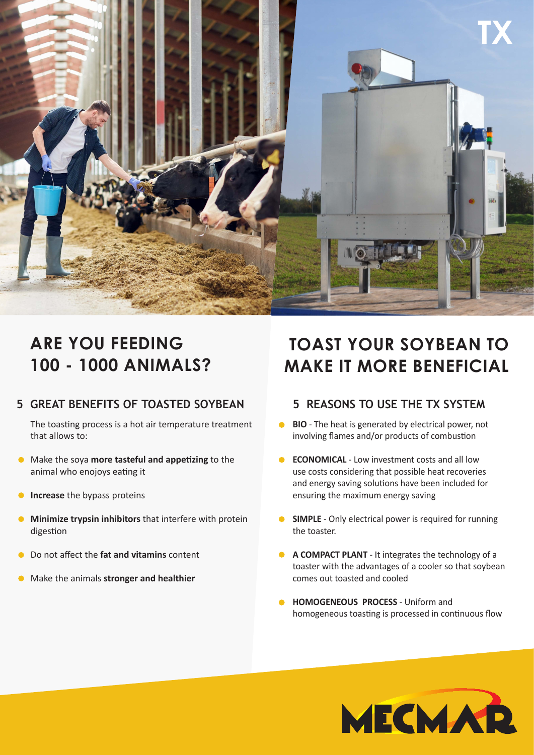TX

## ARE YOU FEEDING 100 - 1000 ANIMALS?

### 5 GREAT BENEFITS OF TOASTED SOYBEAN

The toasting process is a hot air temperature treatment that allows to:

- Make the soya **more tasteful and appetizing** to the animal who enojoys eating it
- **Increase** the bypass proteins
- **Minimize trypsin inhibitors** that interfere with protein digestion
- Do not affect the **fat and vitamins** content
- Make the animals **stronger and healthier**

## TOAST YOUR SOYBEAN TO MAKE IT MORE BENEFICIAL

### 5 REASONS TO USE THE TX SYSTEM

- **BIO** - The heat is generated by electrical power, not involving flames and/or products of combustion
- **ECONOMICAL** - Low investment costs and all low use costs considering that possible heat recoveries and energy saving solutions have been included for ensuring the maximum energy saving
- **SIMPLE** - Only electrical power is required for running the toaster.
- **A COMPACT PLANT** - It integrates the technology of a toaster with the advantages of a cooler so that soybean comes out toasted and cooled
- **HOMOGENEOUS PROCESS** - Uniform and homogeneous toasting is processed in continuous flow

MECMAR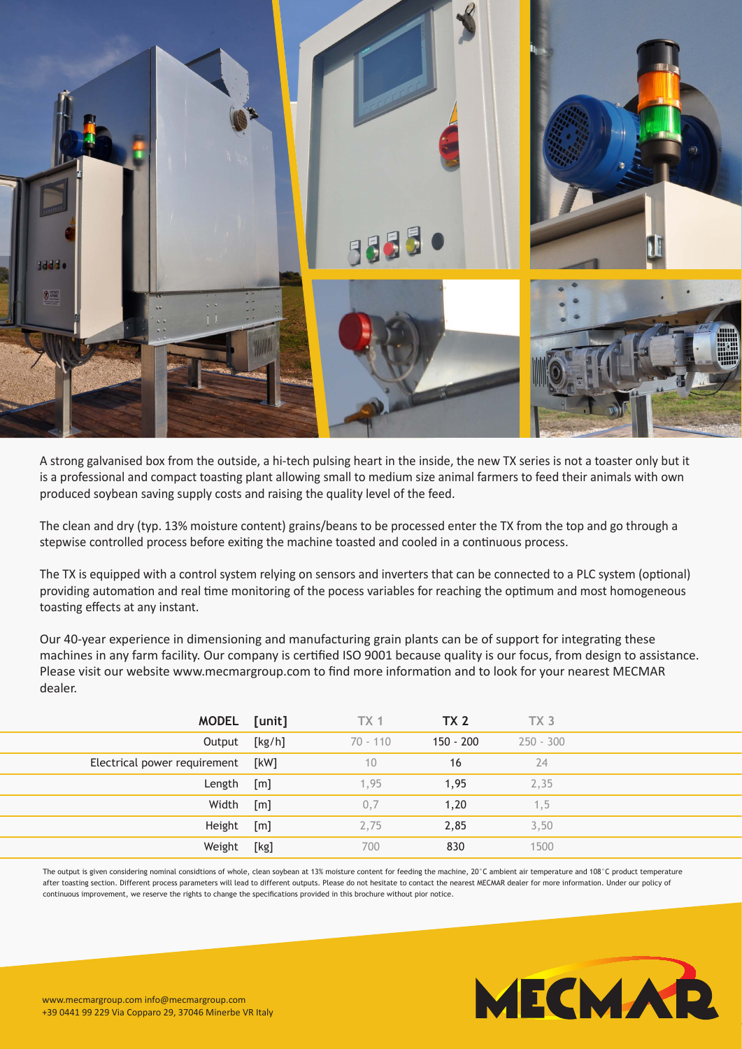A strong galvanised box from the outside, a hi-tech pulsing heart in the inside, the new TX series is not a toaster only but it is a professional and compact toasting plant allowing small to medium size animal farmers to feed their animals with own produced soybean saving supply costs and raising the quality level of the feed.

The clean and dry (typ. 13% moisture content) grains/beans to be processed enter the TX from the top and go through a stepwise controlled process before exiting the machine toasted and cooled in a continuous process.

The TX is equipped with a control system relying on sensors and inverters that can be connected to a PLC system (optional) providing automation and real time monitoring of the pocess variables for reaching the optimum and most homogeneous toasting effects at any instant.

Our 40-year experience in dimensioning and manufacturing grain plants can be of support for integrating these machines in any farm facility. Our company is certified ISO 9001 because quality is our focus, from design to assistance. Please visit our website www.mecmargroup.com to find more information and to look for your nearest MECMAR dealer.

| **MODEL** | **[unit]** | TX 1 | **TX 2** | TX 3 |
|---|---|---|---|---|
| Output | [kg/h] | 70 - 110 | 150 - 200 | 250 - 300 |
| Electrical power requirement | [kW] | 10 | 16 | 24 |
| Length | [m] | 1,95 | 1,95 | 2,35 |
| Width | [m] | 0,7 | 1,20 | 1,5 |
| Height | [m] | 2,75 | 2,85 | 3,50 |
| Weight | [kg] | 700 | 830 | 1500 |

The output is given considering nominal considtions of whole, clean soybean at 13% moisture content for feeding the machine, 20°C ambient air temperature and 108°C product temperature after toasting section. Different process parameters will lead to different outputs. Please do not hesitate to contact the nearest MECMAR dealer for more information. Under our policy of continuous improvement, we reserve the rights to change the specifications provided in this brochure without pior notice.

www.mecmargroup.com info@mecmargroup.com
+39 0441 99 229 Via Copparo 29, 37046 Minerbe VR Italy

MECMAR